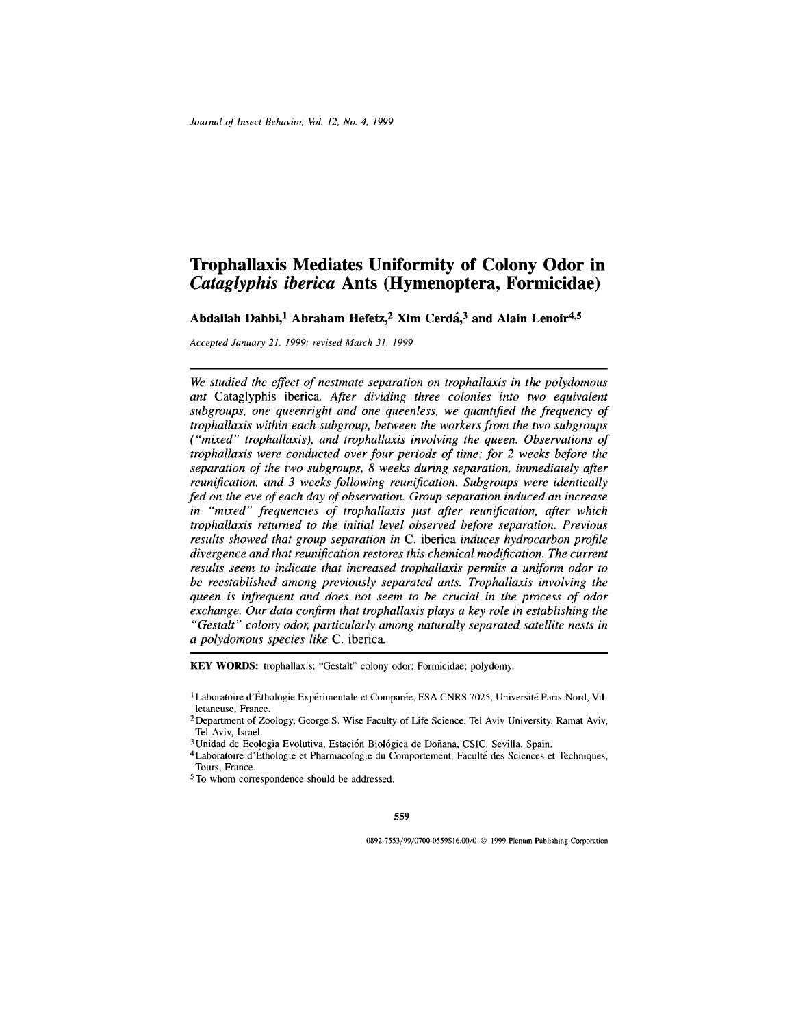# Trophallaxis Mediates Uniformity of Colony Odor in *Cataglyphis iberica* Ants (Hymenoptera, Formicidae)

**Abdallah Dahbi,[1] Abraham Hefetz,[2] Xim Cerdá,[3] and Alain Lenoir[4,5]**

*Accepted January 21, 1999; revised March 31, 1999*

---

*We studied the effect of nestmate separation on trophallaxis in the polydomous ant* Cataglyphis iberica. *After dividing three colonies into two equivalent subgroups, one queenright and one queenless, we quantified the frequency of trophallaxis within each subgroup, between the workers from the two subgroups ("mixed" trophallaxis), and trophallaxis involving the queen. Observations of trophallaxis were conducted over four periods of time: for 2 weeks before the separation of the two subgroups, 8 weeks during separation, immediately after reunification, and 3 weeks following reunification. Subgroups were identically fed on the eve of each day of observation. Group separation induced an increase in "mixed" frequencies of trophallaxis just after reunification, after which trophallaxis returned to the initial level observed before separation. Previous results showed that group separation in* C. iberica *induces hydrocarbon profile divergence and that reunification restores this chemical modification. The current results seem to indicate that increased trophallaxis permits a uniform odor to be reestablished among previously separated ants. Trophallaxis involving the queen is infrequent and does not seem to be crucial in the process of odor exchange. Our data confirm that trophallaxis plays a key role in establishing the "Gestalt" colony odor, particularly among naturally separated satellite nests in a polydomous species like* C. iberica.

---

**KEY WORDS:** trophallaxis; "Gestalt" colony odor; Formicidae; polydomy.

[1] Laboratoire d'Éthologie Expérimentale et Comparée, ESA CNRS 7025, Université Paris-Nord, Villetaneuse, France.

[2] Department of Zoology, George S. Wise Faculty of Life Science, Tel Aviv University, Ramat Aviv, Tel Aviv, Israel.

[3] Unidad de Ecologia Evolutiva, Estación Biológica de Doñana, CSIC, Sevilla, Spain.

[4] Laboratoire d'Éthologie et Pharmacologie du Comportement, Faculté des Sciences et Techniques, Tours, France.

[5] To whom correspondence should be addressed.

0892-7553/99/0700-0559$16.00/0 © 1999 Plenum Publishing Corporation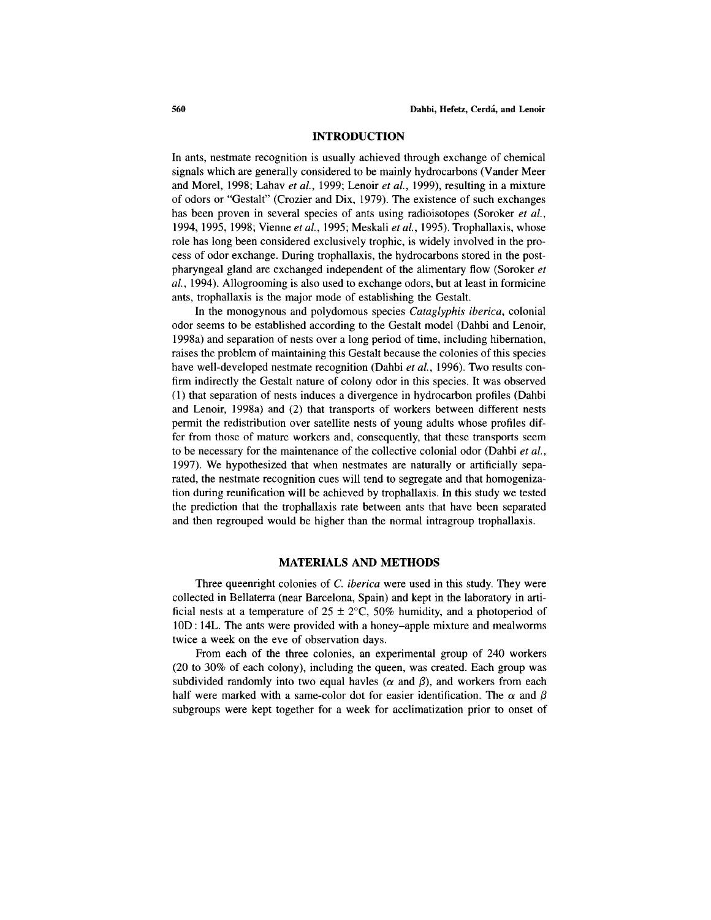## INTRODUCTION

In ants, nestmate recognition is usually achieved through exchange of chemical signals which are generally considered to be mainly hydrocarbons (Vander Meer and Morel, 1998; Lahav *et al.*, 1999; Lenoir *et al.*, 1999), resulting in a mixture of odors or "Gestalt" (Crozier and Dix, 1979). The existence of such exchanges has been proven in several species of ants using radioisotopes (Soroker *et al.*, 1994, 1995, 1998; Vienne *et al.*, 1995; Meskali *et al.*, 1995). Trophallaxis, whose role has long been considered exclusively trophic, is widely involved in the process of odor exchange. During trophallaxis, the hydrocarbons stored in the postpharyngeal gland are exchanged independent of the alimentary flow (Soroker *et al.*, 1994). Allogrooming is also used to exchange odors, but at least in formicine ants, trophallaxis is the major mode of establishing the Gestalt.

In the monogynous and polydomous species *Cataglyphis iberica*, colonial odor seems to be established according to the Gestalt model (Dahbi and Lenoir, 1998a) and separation of nests over a long period of time, including hibernation, raises the problem of maintaining this Gestalt because the colonies of this species have well-developed nestmate recognition (Dahbi *et al.*, 1996). Two results confirm indirectly the Gestalt nature of colony odor in this species. It was observed (1) that separation of nests induces a divergence in hydrocarbon profiles (Dahbi and Lenoir, 1998a) and (2) that transports of workers between different nests permit the redistribution over satellite nests of young adults whose profiles differ from those of mature workers and, consequently, that these transports seem to be necessary for the maintenance of the collective colonial odor (Dahbi *et al.*, 1997). We hypothesized that when nestmates are naturally or artificially separated, the nestmate recognition cues will tend to segregate and that homogenization during reunification will be achieved by trophallaxis. In this study we tested the prediction that the trophallaxis rate between ants that have been separated and then regrouped would be higher than the normal intragroup trophallaxis.

## MATERIALS AND METHODS

Three queenright colonies of *C. iberica* were used in this study. They were collected in Bellaterra (near Barcelona, Spain) and kept in the laboratory in artificial nests at a temperature of 25 ± 2°C, 50% humidity, and a photoperiod of 10D : 14L. The ants were provided with a honey–apple mixture and mealworms twice a week on the eve of observation days.

From each of the three colonies, an experimental group of 240 workers (20 to 30% of each colony), including the queen, was created. Each group was subdivided randomly into two equal havles ($\alpha$ and $\beta$), and workers from each half were marked with a same-color dot for easier identification. The $\alpha$ and $\beta$ subgroups were kept together for a week for acclimatization prior to onset of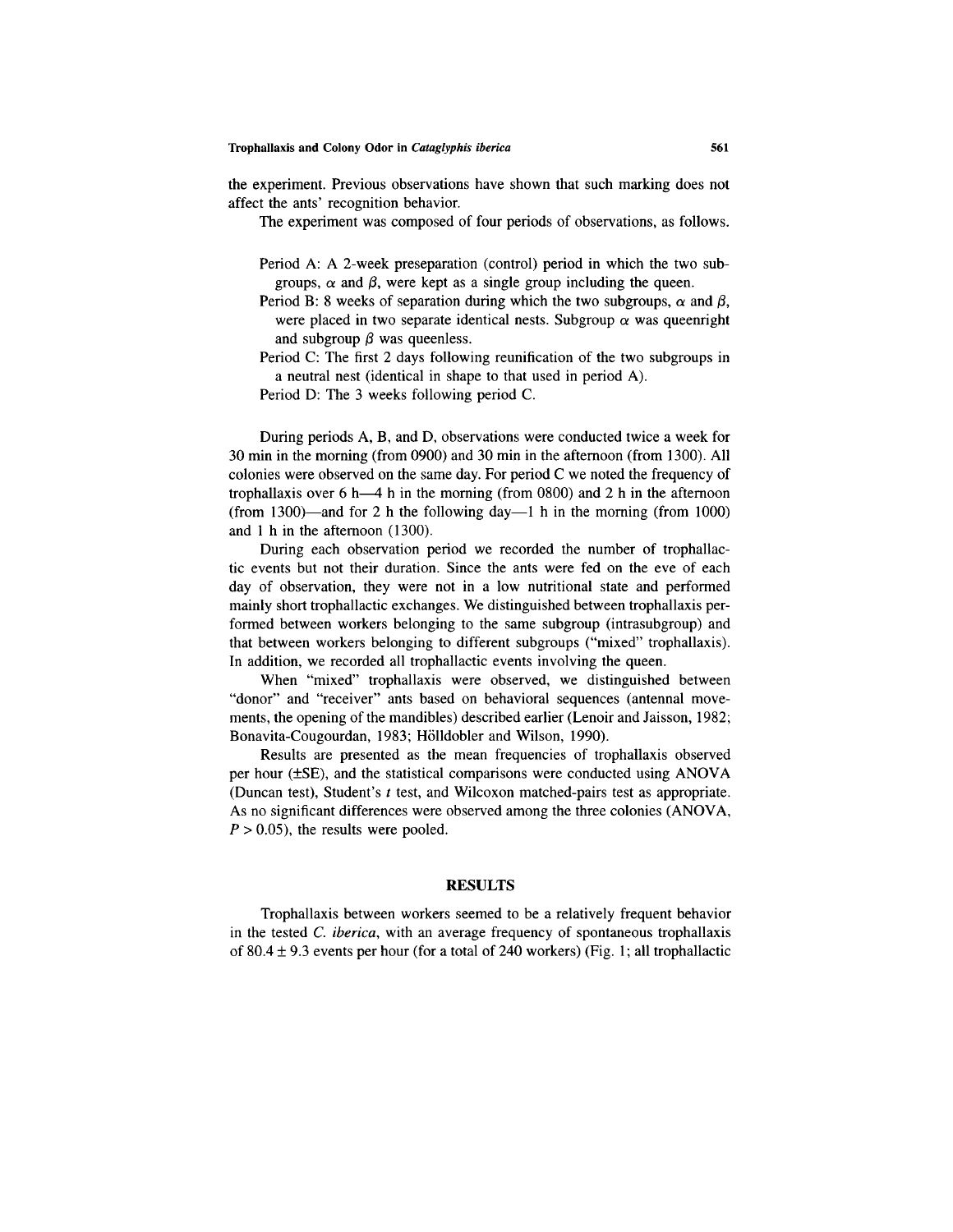the experiment. Previous observations have shown that such marking does not affect the ants' recognition behavior.

The experiment was composed of four periods of observations, as follows.

- Period A: A 2-week preseparation (control) period in which the two subgroups, $\alpha$ and $\beta$, were kept as a single group including the queen.
- Period B: 8 weeks of separation during which the two subgroups, $\alpha$ and $\beta$, were placed in two separate identical nests. Subgroup $\alpha$ was queenright and subgroup $\beta$ was queenless.
- Period C: The first 2 days following reunification of the two subgroups in a neutral nest (identical in shape to that used in period A).
- Period D: The 3 weeks following period C.

During periods A, B, and D, observations were conducted twice a week for 30 min in the morning (from 0900) and 30 min in the afternoon (from 1300). All colonies were observed on the same day. For period C we noted the frequency of trophallaxis over 6 h—4 h in the morning (from 0800) and 2 h in the afternoon (from 1300)—and for 2 h the following day—1 h in the morning (from 1000) and 1 h in the afternoon (1300).

During each observation period we recorded the number of trophallactic events but not their duration. Since the ants were fed on the eve of each day of observation, they were not in a low nutritional state and performed mainly short trophallactic exchanges. We distinguished between trophallaxis performed between workers belonging to the same subgroup (intrasubgroup) and that between workers belonging to different subgroups ("mixed" trophallaxis). In addition, we recorded all trophallactic events involving the queen.

When "mixed" trophallaxis were observed, we distinguished between "donor" and "receiver" ants based on behavioral sequences (antennal movements, the opening of the mandibles) described earlier (Lenoir and Jaisson, 1982; Bonavita-Cougourdan, 1983; Hölldobler and Wilson, 1990).

Results are presented as the mean frequencies of trophallaxis observed per hour (±SE), and the statistical comparisons were conducted using ANOVA (Duncan test), Student's *t* test, and Wilcoxon matched-pairs test as appropriate. As no significant differences were observed among the three colonies (ANOVA, $P > 0.05$), the results were pooled.

## RESULTS

Trophallaxis between workers seemed to be a relatively frequent behavior in the tested *C. iberica*, with an average frequency of spontaneous trophallaxis of $80.4 \pm 9.3$ events per hour (for a total of 240 workers) (Fig. 1; all trophallactic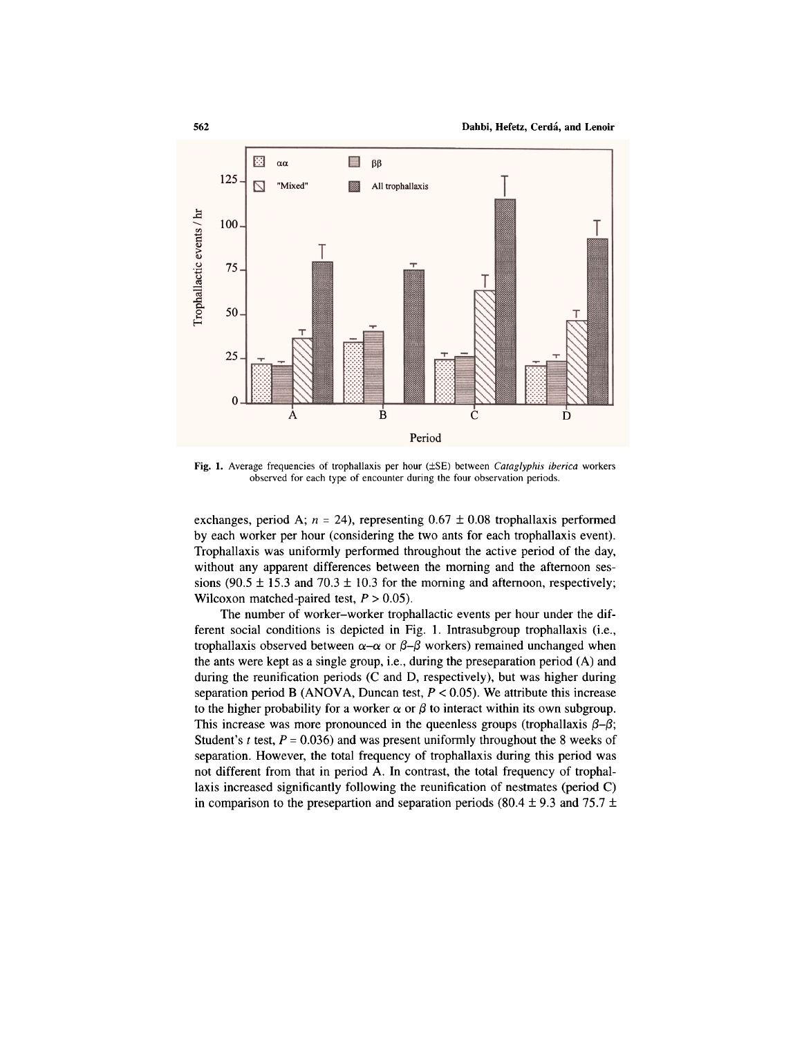Fig. 1. Average frequencies of trophallaxis per hour (±SE) between *Cataglyphis iberica* workers observed for each type of encounter during the four observation periods.

exchanges, period A; $n = 24$), representing $0.67 \pm 0.08$ trophallaxis performed by each worker per hour (considering the two ants for each trophallaxis event). Trophallaxis was uniformly performed throughout the active period of the day, without any apparent differences between the morning and the afternoon sessions ($90.5 \pm 15.3$ and $70.3 \pm 10.3$ for the morning and afternoon, respectively; Wilcoxon matched-paired test, $P > 0.05$).

The number of worker–worker trophallactic events per hour under the different social conditions is depicted in Fig. 1. Intrasubgroup trophallaxis (i.e., trophallaxis observed between $\alpha$–$\alpha$ or $\beta$–$\beta$ workers) remained unchanged when the ants were kept as a single group, i.e., during the preseparation period (A) and during the reunification periods (C and D, respectively), but was higher during separation period B (ANOVA, Duncan test, $P < 0.05$). We attribute this increase to the higher probability for a worker $\alpha$ or $\beta$ to interact within its own subgroup. This increase was more pronounced in the queenless groups (trophallaxis $\beta$–$\beta$; Student's $t$ test, $P = 0.036$) and was present uniformly throughout the 8 weeks of separation. However, the total frequency of trophallaxis during this period was not different from that in period A. In contrast, the total frequency of trophallaxis increased significantly following the reunification of nestmates (period C) in comparison to the presepartion and separation periods ($80.4 \pm 9.3$ and $75.7 \pm$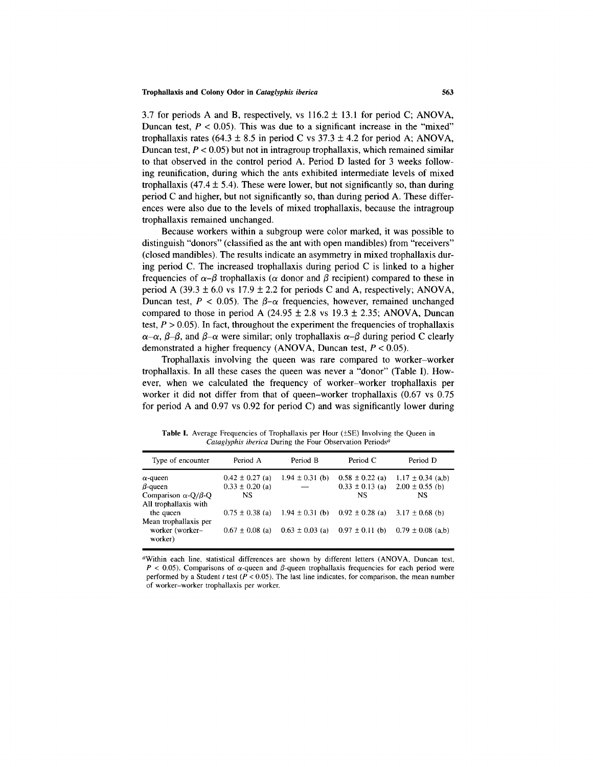3.7 for periods A and B, respectively, vs 116.2 ± 13.1 for period C; ANOVA, Duncan test, $P < 0.05$). This was due to a significant increase in the "mixed" trophallaxis rates (64.3 ± 8.5 in period C vs 37.3 ± 4.2 for period A; ANOVA, Duncan test, $P < 0.05$) but not in intragroup trophallaxis, which remained similar to that observed in the control period A. Period D lasted for 3 weeks following reunification, during which the ants exhibited intermediate levels of mixed trophallaxis (47.4 ± 5.4). These were lower, but not significantly so, than during period C and higher, but not significantly so, than during period A. These differences were also due to the levels of mixed trophallaxis, because the intragroup trophallaxis remained unchanged.

Because workers within a subgroup were color marked, it was possible to distinguish "donors" (classified as the ant with open mandibles) from "receivers" (closed mandibles). The results indicate an asymmetry in mixed trophallaxis during period C. The increased trophallaxis during period C is linked to a higher frequencies of $\alpha$–$\beta$ trophallaxis ($\alpha$ donor and $\beta$ recipient) compared to these in period A (39.3 ± 6.0 vs 17.9 ± 2.2 for periods C and A, respectively; ANOVA, Duncan test, $P < 0.05$). The $\beta$–$\alpha$ frequencies, however, remained unchanged compared to those in period A (24.95 ± 2.8 vs 19.3 ± 2.35; ANOVA, Duncan test, $P > 0.05$). In fact, throughout the experiment the frequencies of trophallaxis $\alpha$–$\alpha$, $\beta$–$\beta$, and $\beta$–$\alpha$ were similar; only trophallaxis $\alpha$–$\beta$ during period C clearly demonstrated a higher frequency (ANOVA, Duncan test, $P < 0.05$).

Trophallaxis involving the queen was rare compared to worker–worker trophallaxis. In all these cases the queen was never a "donor" (Table I). However, when we calculated the frequency of worker–worker trophallaxis per worker it did not differ from that of queen–worker trophallaxis (0.67 vs 0.75 for period A and 0.97 vs 0.92 for period C) and was significantly lower during

**Table I.** Average Frequencies of Trophallaxis per Hour (±SE) Involving the Queen in *Cataglyphis iberica* During the Four Observation Periods[a]

| Type of encounter | Period A | Period B | Period C | Period D |
|---|---|---|---|---|
| $\alpha$-queen | 0.42 ± 0.27 (a) | 1.94 ± 0.31 (b) | 0.58 ± 0.22 (a) | 1.17 ± 0.34 (a,b) |
| $\beta$-queen | 0.33 ± 0.20 (a) | — | 0.33 ± 0.13 (a) | 2.00 ± 0.55 (b) |
| Comparison $\alpha$-Q/$\beta$-Q | NS | | NS | NS |
| All trophallaxis with the queen | 0.75 ± 0.38 (a) | 1.94 ± 0.31 (b) | 0.92 ± 0.28 (a) | 3.17 ± 0.68 (b) |
| Mean trophallaxis per worker (worker–worker) | 0.67 ± 0.08 (a) | 0.63 ± 0.03 (a) | 0.97 ± 0.11 (b) | 0.79 ± 0.08 (a,b) |

[a]Within each line, statistical differences are shown by different letters (ANOVA, Duncan test, $P < 0.05$). Comparisons of $\alpha$-queen and $\beta$-queen trophallaxis frequencies for each period were performed by a Student $t$ test ($P < 0.05$). The last line indicates, for comparison, the mean number of worker–worker trophallaxis per worker.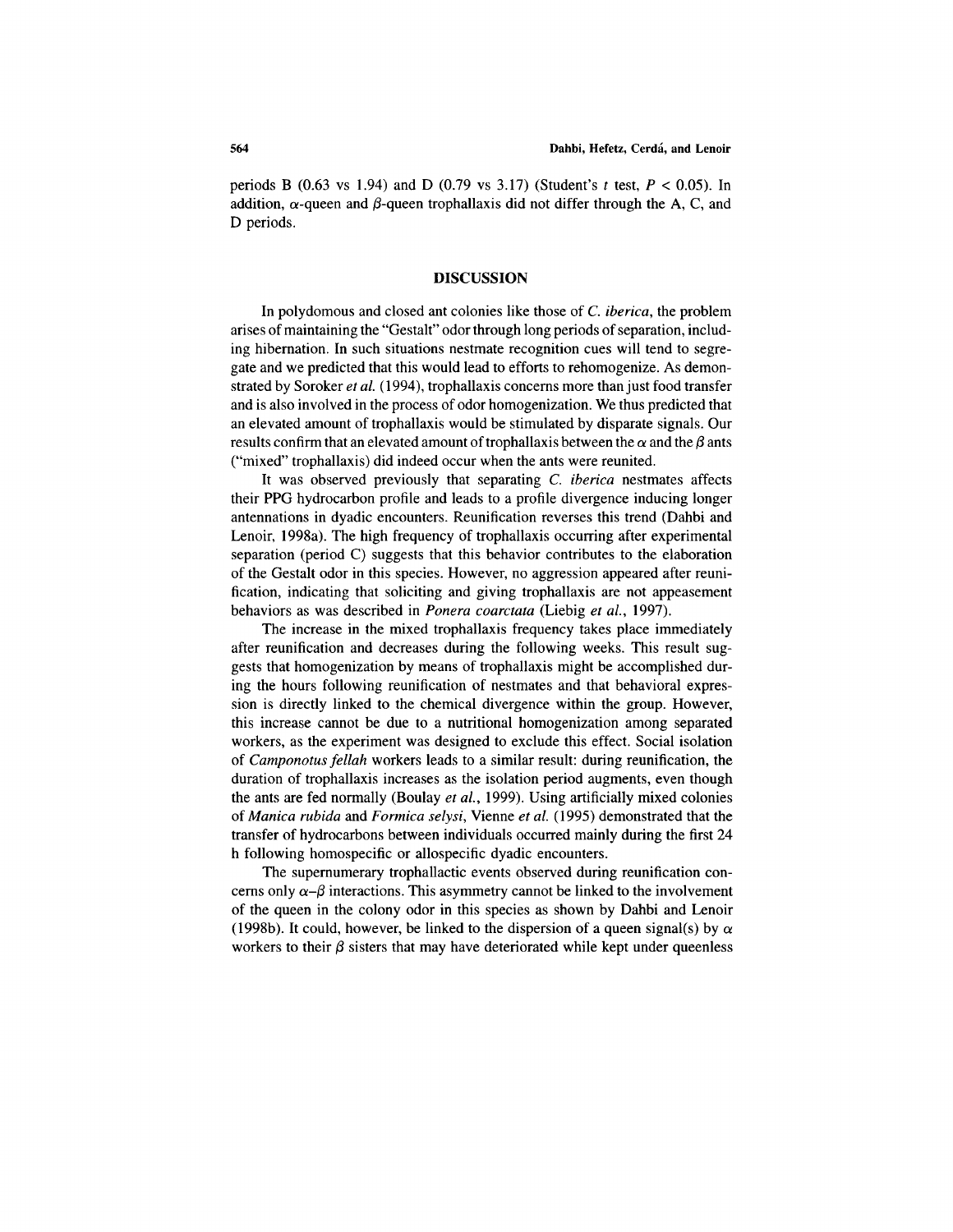periods B (0.63 vs 1.94) and D (0.79 vs 3.17) (Student's $t$ test, $P < 0.05$). In addition, $\alpha$-queen and $\beta$-queen trophallaxis did not differ through the A, C, and D periods.

## DISCUSSION

In polydomous and closed ant colonies like those of *C. iberica*, the problem arises of maintaining the "Gestalt" odor through long periods of separation, including hibernation. In such situations nestmate recognition cues will tend to segregate and we predicted that this would lead to efforts to rehomogenize. As demonstrated by Soroker *et al.* (1994), trophallaxis concerns more than just food transfer and is also involved in the process of odor homogenization. We thus predicted that an elevated amount of trophallaxis would be stimulated by disparate signals. Our results confirm that an elevated amount of trophallaxis between the $\alpha$ and the $\beta$ ants ("mixed" trophallaxis) did indeed occur when the ants were reunited.

It was observed previously that separating *C. iberica* nestmates affects their PPG hydrocarbon profile and leads to a profile divergence inducing longer antennations in dyadic encounters. Reunification reverses this trend (Dahbi and Lenoir, 1998a). The high frequency of trophallaxis occurring after experimental separation (period C) suggests that this behavior contributes to the elaboration of the Gestalt odor in this species. However, no aggression appeared after reunification, indicating that soliciting and giving trophallaxis are not appeasement behaviors as was described in *Ponera coarctata* (Liebig *et al.*, 1997).

The increase in the mixed trophallaxis frequency takes place immediately after reunification and decreases during the following weeks. This result suggests that homogenization by means of trophallaxis might be accomplished during the hours following reunification of nestmates and that behavioral expression is directly linked to the chemical divergence within the group. However, this increase cannot be due to a nutritional homogenization among separated workers, as the experiment was designed to exclude this effect. Social isolation of *Camponotus fellah* workers leads to a similar result: during reunification, the duration of trophallaxis increases as the isolation period augments, even though the ants are fed normally (Boulay *et al.*, 1999). Using artificially mixed colonies of *Manica rubida* and *Formica selysi*, Vienne *et al.* (1995) demonstrated that the transfer of hydrocarbons between individuals occurred mainly during the first 24 h following homospecific or allospecific dyadic encounters.

The supernumerary trophallactic events observed during reunification concerns only $\alpha$–$\beta$ interactions. This asymmetry cannot be linked to the involvement of the queen in the colony odor in this species as shown by Dahbi and Lenoir (1998b). It could, however, be linked to the dispersion of a queen signal(s) by $\alpha$ workers to their $\beta$ sisters that may have deteriorated while kept under queenless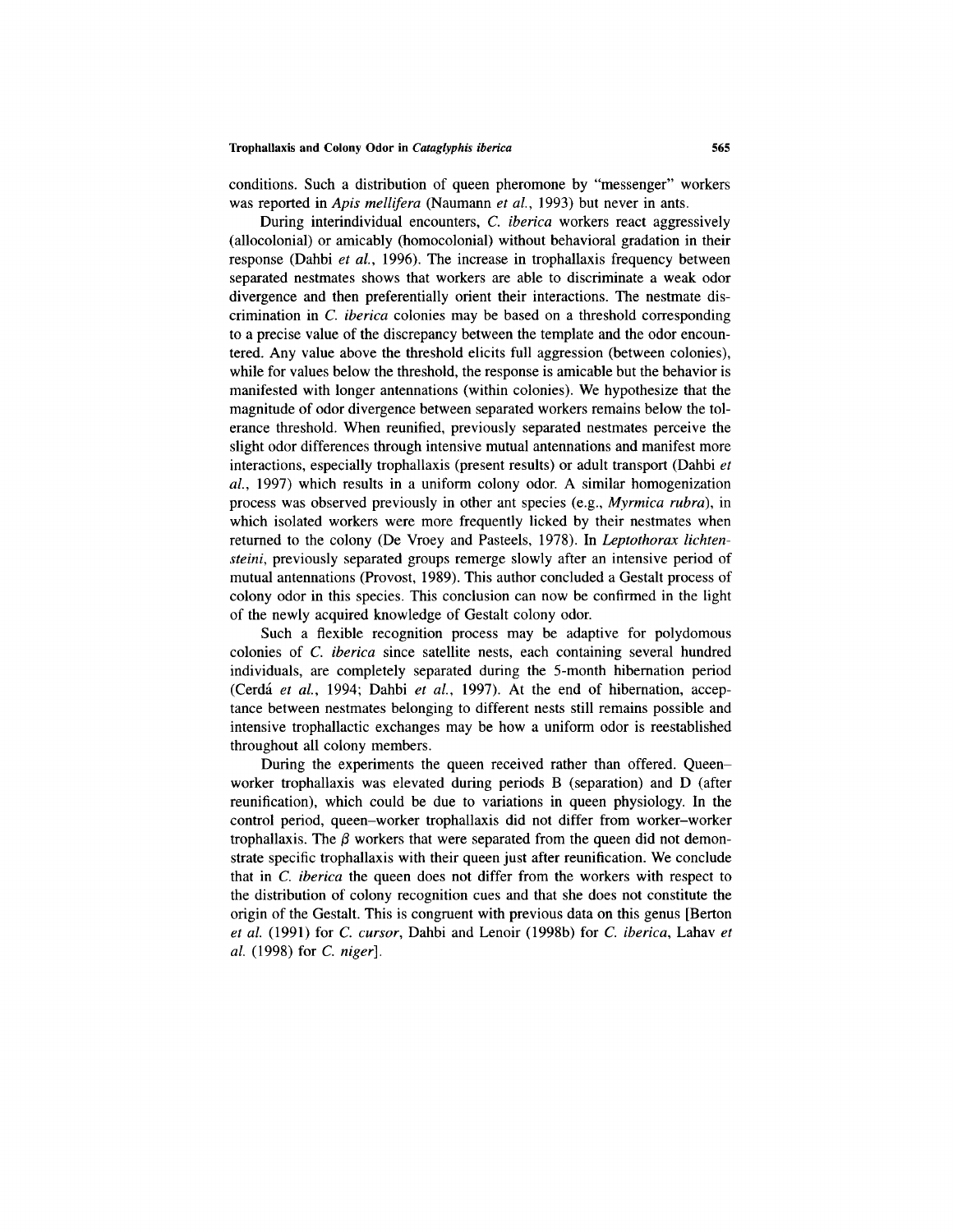conditions. Such a distribution of queen pheromone by "messenger" workers was reported in *Apis mellifera* (Naumann *et al.*, 1993) but never in ants.

During interindividual encounters, *C. iberica* workers react aggressively (allocolonial) or amicably (homocolonial) without behavioral gradation in their response (Dahbi *et al.*, 1996). The increase in trophallaxis frequency between separated nestmates shows that workers are able to discriminate a weak odor divergence and then preferentially orient their interactions. The nestmate discrimination in *C. iberica* colonies may be based on a threshold corresponding to a precise value of the discrepancy between the template and the odor encountered. Any value above the threshold elicits full aggression (between colonies), while for values below the threshold, the response is amicable but the behavior is manifested with longer antennations (within colonies). We hypothesize that the magnitude of odor divergence between separated workers remains below the tolerance threshold. When reunified, previously separated nestmates perceive the slight odor differences through intensive mutual antennations and manifest more interactions, especially trophallaxis (present results) or adult transport (Dahbi *et al.*, 1997) which results in a uniform colony odor. A similar homogenization process was observed previously in other ant species (e.g., *Myrmica rubra*), in which isolated workers were more frequently licked by their nestmates when returned to the colony (De Vroey and Pasteels, 1978). In *Leptothorax lichtensteini*, previously separated groups remerge slowly after an intensive period of mutual antennations (Provost, 1989). This author concluded a Gestalt process of colony odor in this species. This conclusion can now be confirmed in the light of the newly acquired knowledge of Gestalt colony odor.

Such a flexible recognition process may be adaptive for polydomous colonies of *C. iberica* since satellite nests, each containing several hundred individuals, are completely separated during the 5-month hibernation period (Cerdá *et al.*, 1994; Dahbi *et al.*, 1997). At the end of hibernation, acceptance between nestmates belonging to different nests still remains possible and intensive trophallactic exchanges may be how a uniform odor is reestablished throughout all colony members.

During the experiments the queen received rather than offered. Queen–worker trophallaxis was elevated during periods B (separation) and D (after reunification), which could be due to variations in queen physiology. In the control period, queen–worker trophallaxis did not differ from worker–worker trophallaxis. The $\beta$ workers that were separated from the queen did not demonstrate specific trophallaxis with their queen just after reunification. We conclude that in *C. iberica* the queen does not differ from the workers with respect to the distribution of colony recognition cues and that she does not constitute the origin of the Gestalt. This is congruent with previous data on this genus [Berton *et al.* (1991) for *C. cursor*, Dahbi and Lenoir (1998b) for *C. iberica*, Lahav *et al.* (1998) for *C. niger*].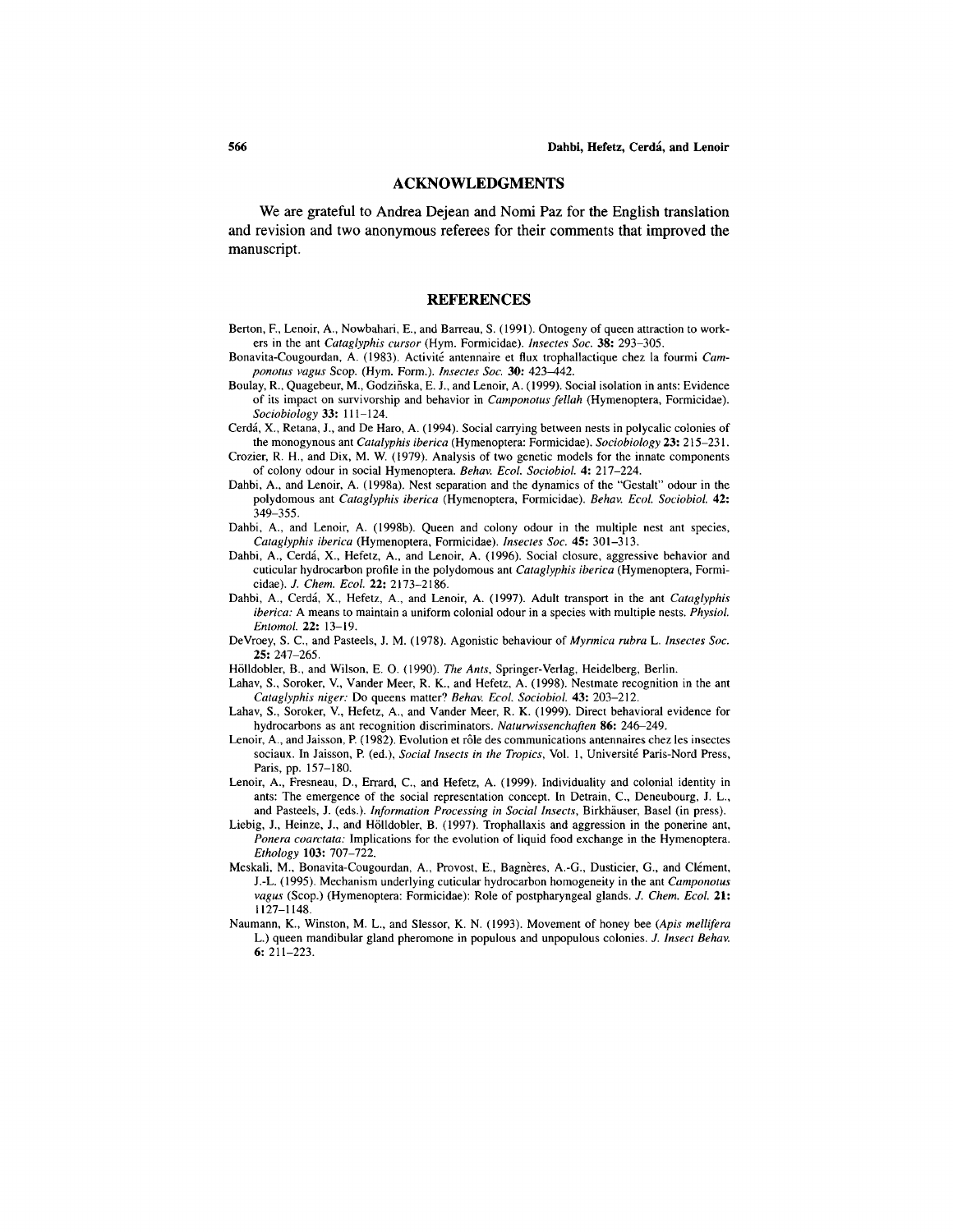## ACKNOWLEDGMENTS

We are grateful to Andrea Dejean and Nomi Paz for the English translation and revision and two anonymous referees for their comments that improved the manuscript.

## REFERENCES

Berton, F., Lenoir, A., Nowbahari, E., and Barreau, S. (1991). Ontogeny of queen attraction to workers in the ant *Cataglyphis cursor* (Hym. Formicidae). *Insectes Soc.* **38:** 293–305.

Bonavita-Cougourdan, A. (1983). Activité antennaire et flux trophallactique chez la fourmi *Camponotus vagus* Scop. (Hym. Form.). *Insectes Soc.* **30:** 423–442.

Boulay, R., Quagebeur, M., Godzińska, E. J., and Lenoir, A. (1999). Social isolation in ants: Evidence of its impact on survivorship and behavior in *Camponotus fellah* (Hymenoptera, Formicidae). *Sociobiology* **33:** 111–124.

Cerdá, X., Retana, J., and De Haro, A. (1994). Social carrying between nests in polycalic colonies of the monogynous ant *Catalyphis iberica* (Hymenoptera: Formicidae). *Sociobiology* **23:** 215–231.

Crozier, R. H., and Dix, M. W. (1979). Analysis of two genetic models for the innate components of colony odour in social Hymenoptera. *Behav. Ecol. Sociobiol.* **4:** 217–224.

Dahbi, A., and Lenoir, A. (1998a). Nest separation and the dynamics of the "Gestalt" odour in the polydomous ant *Cataglyphis iberica* (Hymenoptera, Formicidae). *Behav. Ecol. Sociobiol.* **42:** 349–355.

Dahbi, A., and Lenoir, A. (1998b). Queen and colony odour in the multiple nest ant species, *Cataglyphis iberica* (Hymenoptera, Formicidae). *Insectes Soc.* **45:** 301–313.

Dahbi, A., Cerdá, X., Hefetz, A., and Lenoir, A. (1996). Social closure, aggressive behavior and cuticular hydrocarbon profile in the polydomous ant *Cataglyphis iberica* (Hymenoptera, Formicidae). *J. Chem. Ecol.* **22:** 2173–2186.

Dahbi, A., Cerdá, X., Hefetz, A., and Lenoir, A. (1997). Adult transport in the ant *Cataglyphis iberica:* A means to maintain a uniform colonial odour in a species with multiple nests. *Physiol. Entomol.* **22:** 13–19.

DeVroey, S. C., and Pasteels, J. M. (1978). Agonistic behaviour of *Myrmica rubra* L. *Insectes Soc.* **25:** 247–265.

Hölldobler, B., and Wilson, E. O. (1990). *The Ants*, Springer-Verlag, Heidelberg, Berlin.

Lahav, S., Soroker, V., Vander Meer, R. K., and Hefetz, A. (1998). Nestmate recognition in the ant *Cataglyphis niger:* Do queens matter? *Behav. Ecol. Sociobiol.* **43:** 203–212.

Lahav, S., Soroker, V., Hefetz, A., and Vander Meer, R. K. (1999). Direct behavioral evidence for hydrocarbons as ant recognition discriminators. *Naturwissenchaften* **86:** 246–249.

Lenoir, A., and Jaisson, P. (1982). Evolution et rôle des communications antennaires chez les insectes sociaux. In Jaisson, P. (ed.), *Social Insects in the Tropics*, Vol. 1, Université Paris-Nord Press, Paris, pp. 157–180.

Lenoir, A., Fresneau, D., Errard, C., and Hefetz, A. (1999). Individuality and colonial identity in ants: The emergence of the social representation concept. In Detrain, C., Deneubourg, J. L., and Pasteels, J. (eds.). *Information Processing in Social Insects*, Birkhäuser, Basel (in press).

Liebig, J., Heinze, J., and Hölldobler, B. (1997). Trophallaxis and aggression in the ponerine ant, *Ponera coarctata:* Implications for the evolution of liquid food exchange in the Hymenoptera. *Ethology* **103:** 707–722.

Meskali, M., Bonavita-Cougourdan, A., Provost, E., Bagnères, A.-G., Dusticier, G., and Clément, J.-L. (1995). Mechanism underlying cuticular hydrocarbon homogeneity in the ant *Camponotus vagus* (Scop.) (Hymenoptera: Formicidae): Role of postpharyngeal glands. *J. Chem. Ecol.* **21:** 1127–1148.

Naumann, K., Winston, M. L., and Slessor, K. N. (1993). Movement of honey bee (*Apis mellifera* L.) queen mandibular gland pheromone in populous and unpopulous colonies. *J. Insect Behav.* **6:** 211–223.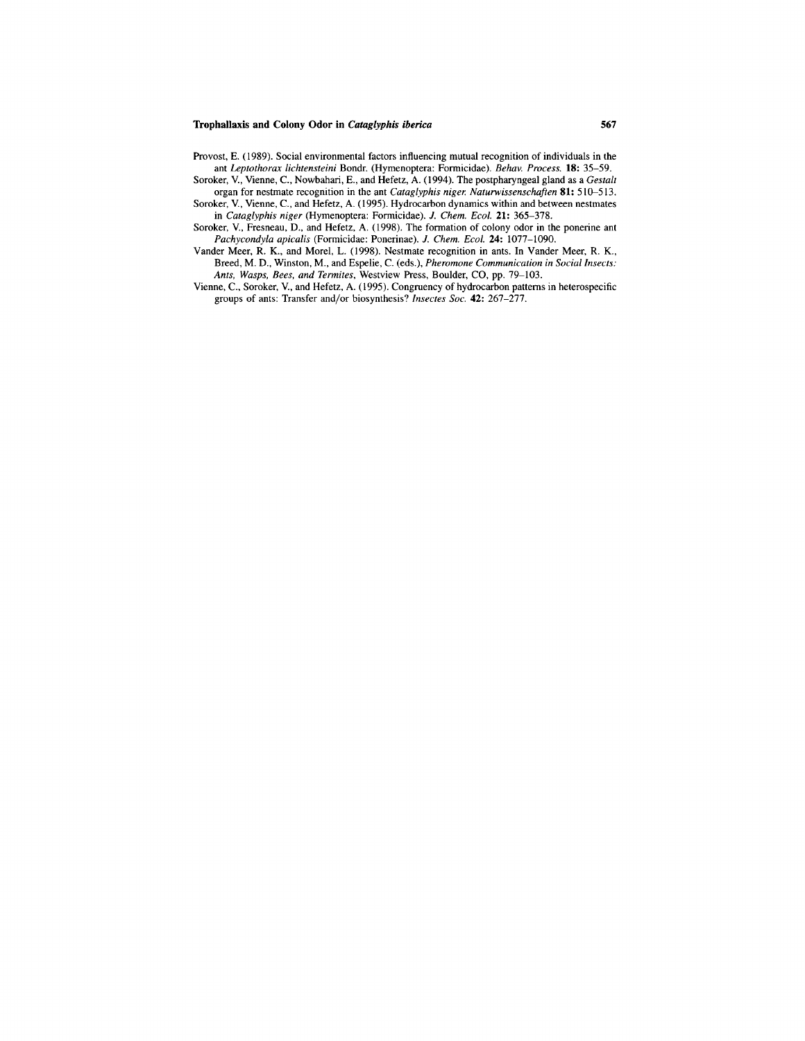Provost, E. (1989). Social environmental factors influencing mutual recognition of individuals in the ant *Leptothorax lichtensteini* Bondr. (Hymenoptera: Formicidae). *Behav. Process.* **18:** 35–59.

Soroker, V., Vienne, C., Nowbahari, E., and Hefetz, A. (1994). The postpharyngeal gland as a *Gestalt* organ for nestmate recognition in the ant *Cataglyphis niger. Naturwissenschaften* **81:** 510–513.

Soroker, V., Vienne, C., and Hefetz, A. (1995). Hydrocarbon dynamics within and between nestmates in *Cataglyphis niger* (Hymenoptera: Formicidae). *J. Chem. Ecol.* **21:** 365–378.

Soroker, V., Fresneau, D., and Hefetz, A. (1998). The formation of colony odor in the ponerine ant *Pachycondyla apicalis* (Formicidae: Ponerinae). *J. Chem. Ecol.* **24:** 1077–1090.

Vander Meer, R. K., and Morel, L. (1998). Nestmate recognition in ants. In Vander Meer, R. K., Breed, M. D., Winston, M., and Espelie, C. (eds.), *Pheromone Communication in Social Insects: Ants, Wasps, Bees, and Termites*, Westview Press, Boulder, CO, pp. 79–103.

Vienne, C., Soroker, V., and Hefetz, A. (1995). Congruency of hydrocarbon patterns in heterospecific groups of ants: Transfer and/or biosynthesis? *Insectes Soc.* **42:** 267–277.